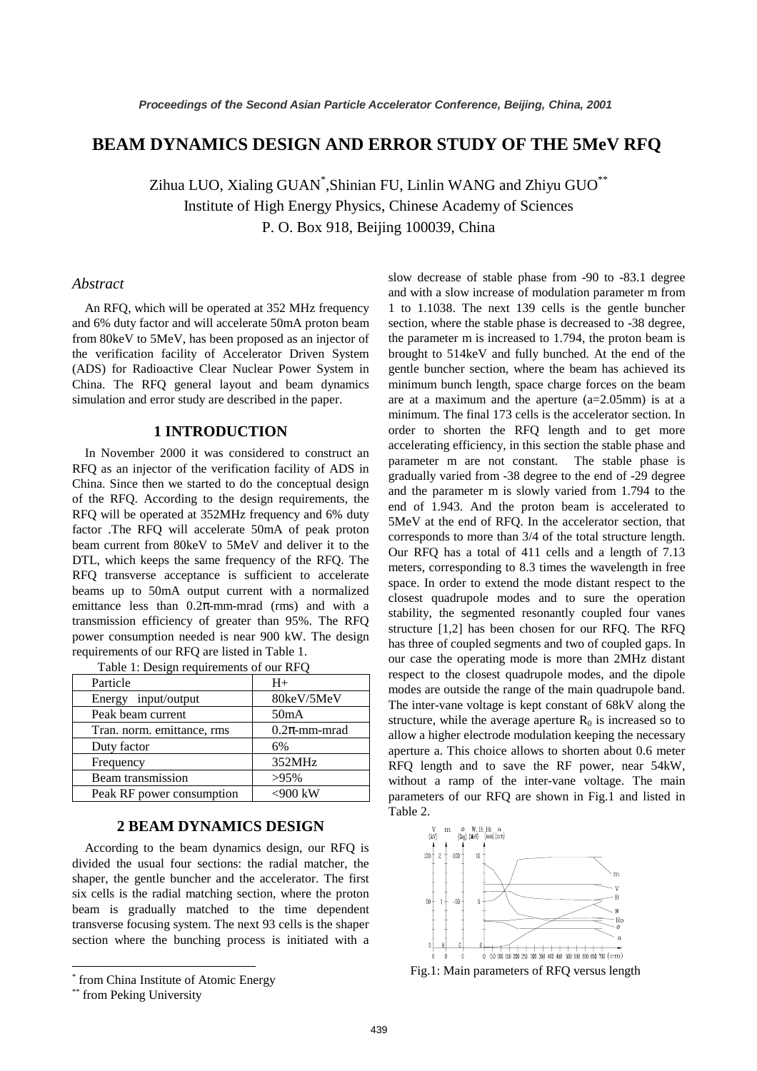# BEAM DYNAMICS DESIGN AND ERROR STUDY OF THE 5MeV RFQ

Zihua LUO, Xialing GUAN*, Shinian FU, Linlin WANG and Zhiyu GUO**
Institute of High Energy Physics, Chinese Academy of Sciences
P. O. Box 918, Beijing 100039, China

## *Abstract*

An RFQ, which will be operated at 352 MHz frequency and 6% duty factor and will accelerate 50mA proton beam from 80keV to 5MeV, has been proposed as an injector of the verification facility of Accelerator Driven System (ADS) for Radioactive Clear Nuclear Power System in China. The RFQ general layout and beam dynamics simulation and error study are described in the paper.

## 1 INTRODUCTION

In November 2000 it was considered to construct an RFQ as an injector of the verification facility of ADS in China. Since then we started to do the conceptual design of the RFQ. According to the design requirements, the RFQ will be operated at 352MHz frequency and 6% duty factor .The RFQ will accelerate 50mA of peak proton beam current from 80keV to 5MeV and deliver it to the DTL, which keeps the same frequency of the RFQ. The RFQ transverse acceptance is sufficient to accelerate beams up to 50mA output current with a normalized emittance less than 0.2π-mm-mrad (rms) and with a transmission efficiency of greater than 95%. The RFQ power consumption needed is near 900 kW. The design requirements of our RFQ are listed in Table 1.

Table 1: Design requirements of our RFQ

| Particle | H+ |
|---|---|
| Energy input/output | 80keV/5MeV |
| Peak beam current | 50mA |
| Tran. norm. emittance, rms | 0.2π-mm-mrad |
| Duty factor | 6% |
| Frequency | 352MHz |
| Beam transmission | >95% |
| Peak RF power consumption | <900 kW |

## 2 BEAM DYNAMICS DESIGN

According to the beam dynamics design, our RFQ is divided the usual four sections: the radial matcher, the shaper, the gentle buncher and the accelerator. The first six cells is the radial matching section, where the proton beam is gradually matched to the time dependent transverse focusing system. The next 93 cells is the shaper section where the bunching process is initiated with a slow decrease of stable phase from -90 to -83.1 degree and with a slow increase of modulation parameter m from 1 to 1.1038. The next 139 cells is the gentle buncher section, where the stable phase is decreased to -38 degree, the parameter m is increased to 1.794, the proton beam is brought to 514keV and fully bunched. At the end of the gentle buncher section, where the beam has achieved its minimum bunch length, space charge forces on the beam are at a maximum and the aperture (a=2.05mm) is at a minimum. The final 173 cells is the accelerator section. In order to shorten the RFQ length and to get more accelerating efficiency, in this section the stable phase and parameter m are not constant. The stable phase is gradually varied from -38 degree to the end of -29 degree and the parameter m is slowly varied from 1.794 to the end of 1.943. And the proton beam is accelerated to 5MeV at the end of RFQ. In the accelerator section, that corresponds to more than 3/4 of the total structure length. Our RFQ has a total of 411 cells and a length of 7.13 meters, corresponding to 8.3 times the wavelength in free space. In order to extend the mode distant respect to the closest quadrupole modes and to sure the operation stability, the segmented resonantly coupled four vanes structure [1,2] has been chosen for our RFQ. The RFQ has three of coupled segments and two of coupled gaps. In our case the operating mode is more than 2MHz distant respect to the closest quadrupole modes, and the dipole modes are outside the range of the main quadrupole band. The inter-vane voltage is kept constant of 68kV along the structure, while the average aperture $R_0$ is increased so to allow a higher electrode modulation keeping the necessary aperture a. This choice allows to shorten about 0.6 meter RFQ length and to save the RF power, near 54kW, without a ramp of the inter-vane voltage. The main parameters of our RFQ are shown in Fig.1 and listed in Table 2.

Fig.1: Main parameters of RFQ versus length

---

* from China Institute of Atomic Energy

** from Peking University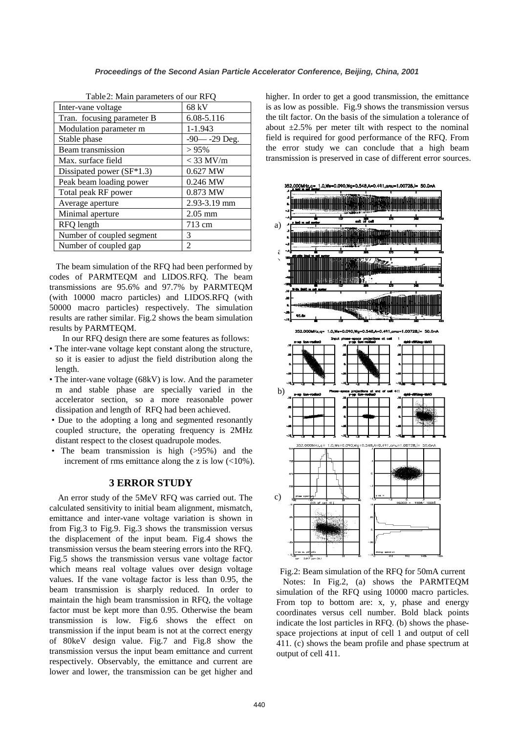Table2: Main parameters of our RFQ

| Inter-vane voltage | 68 kV |
|---|---|
| Tran. focusing parameter B | 6.08-5.116 |
| Modulation parameter m | 1-1.943 |
| Stable phase | -90— -29 Deg. |
| Beam transmission | > 95% |
| Max. surface field | < 33 MV/m |
| Dissipated power (SF*1.3) | 0.627 MW |
| Peak beam loading power | 0.246 MW |
| Total peak RF power | 0.873 MW |
| Average aperture | 2.93-3.19 mm |
| Minimal aperture | 2.05 mm |
| RFQ length | 713 cm |
| Number of coupled segment | 3 |
| Number of coupled gap | 2 |

The beam simulation of the RFQ had been performed by codes of PARMTEQM and LIDOS.RFQ. The beam transmissions are 95.6% and 97.7% by PARMTEQM (with 10000 macro particles) and LIDOS.RFQ (with 50000 macro particles) respectively. The simulation results are rather similar. Fig.2 shows the beam simulation results by PARMTEQM.

In our RFQ design there are some features as follows:

- The inter-vane voltage kept constant along the structure, so it is easier to adjust the field distribution along the length.
- The inter-vane voltage (68kV) is low. And the parameter m and stable phase are specially varied in the accelerator section, so a more reasonable power dissipation and length of RFQ had been achieved.
- Due to the adopting a long and segmented resonantly coupled structure, the operating frequency is 2MHz distant respect to the closest quadrupole modes.
- The beam transmission is high (>95%) and the increment of rms emittance along the z is low (<10%).

## 3 ERROR STUDY

An error study of the 5MeV RFQ was carried out. The calculated sensitivity to initial beam alignment, mismatch, emittance and inter-vane voltage variation is shown in from Fig.3 to Fig.9. Fig.3 shows the transmission versus the displacement of the input beam. Fig.4 shows the transmission versus the beam steering errors into the RFQ. Fig.5 shows the transmission versus vane voltage factor which means real voltage values over design voltage values. If the vane voltage factor is less than 0.95, the beam transmission is sharply reduced. In order to maintain the high beam transmission in RFQ, the voltage factor must be kept more than 0.95. Otherwise the beam transmission is low. Fig.6 shows the effect on transmission if the input beam is not at the correct energy of 80keV design value. Fig.7 and Fig.8 show the transmission versus the input beam emittance and current respectively. Observably, the emittance and current are lower and lower, the transmission can be get higher and higher. In order to get a good transmission, the emittance is as low as possible. Fig.9 shows the transmission versus the tilt factor. On the basis of the simulation a tolerance of about ±2.5% per meter tilt with respect to the nominal field is required for good performance of the RFQ. From the error study we can conclude that a high beam transmission is preserved in case of different error sources.

Fig.2: Beam simulation of the RFQ for 50mA current

Notes: In Fig.2, (a) shows the PARMTEQM simulation of the RFQ using 10000 macro particles. From top to bottom are: x, y, phase and energy coordinates versus cell number. Bold black points indicate the lost particles in RFQ. (b) shows the phase-space projections at input of cell 1 and output of cell 411. (c) shows the beam profile and phase spectrum at output of cell 411.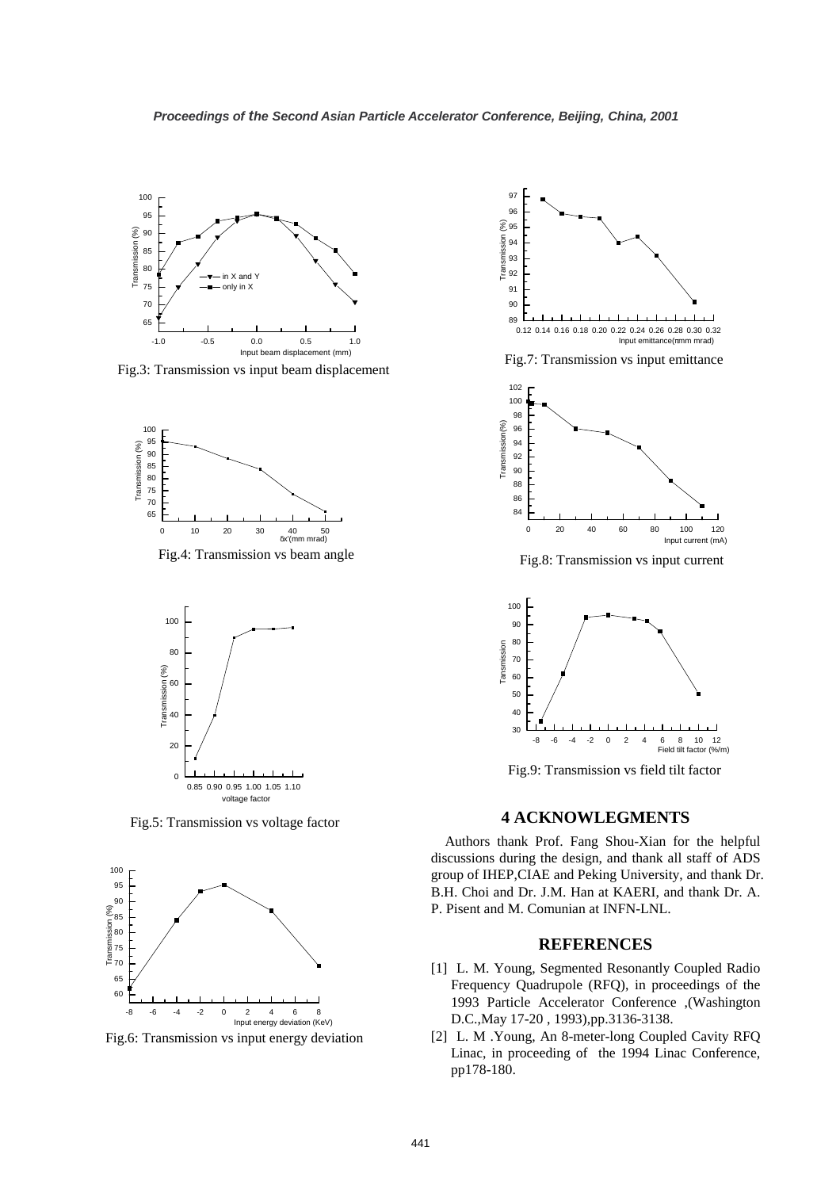100
95
90
85
80
75
70
65
Transmission (%)
in X and Y
only in X
-1.0 -0.5 0.0 0.5 1.0
Input beam displacement (mm)

Fig.3: Transmission vs input beam displacement

100
95
90
85
80
75
70
65
Transmission (%)
0 10 20 30 40 50
δx'(mm mrad)

Fig.4: Transmission vs beam angle

100
80
60
40
20
0
Transmission (%)
0.85 0.90 0.95 1.00 1.05 1.10
voltage factor

Fig.5: Transmission vs voltage factor

100
95
90
85
80
75
70
65
60
Transmission (%)
-8 -6 -4 -2 0 2 4 6 8
Input energy deviation (KeV)

Fig.6: Transmission vs input energy deviation

97
96
95
94
93
92
91
90
89
Transmission (%)
0.12 0.14 0.16 0.18 0.20 0.22 0.24 0.26 0.28 0.30 0.32
Input emittance(πmm mrad)

Fig.7: Transmission vs input emittance

102
100
98
96
94
92
90
88
86
84
Transmission(%)
0 20 40 60 80 100 120
Input current (mA)

Fig.8: Transmission vs input current

100
90
80
70
60
50
40
30
Tansmission
-8 -6 -4 -2 0 2 4 6 8 10 12
Field tilt factor (%/m)

Fig.9: Transmission vs field tilt factor

## 4 ACKNOWLEGMENTS

Authors thank Prof. Fang Shou-Xian for the helpful discussions during the design, and thank all staff of ADS group of IHEP,CIAE and Peking University, and thank Dr. B.H. Choi and Dr. J.M. Han at KAERI, and thank Dr. A. P. Pisent and M. Comunian at INFN-LNL.

## REFERENCES

[1] L. M. Young, Segmented Resonantly Coupled Radio Frequency Quadrupole (RFQ), in proceedings of the 1993 Particle Accelerator Conference ,(Washington D.C.,May 17-20 , 1993),pp.3136-3138.

[2] L. M .Young, An 8-meter-long Coupled Cavity RFQ Linac, in proceeding of the 1994 Linac Conference, pp178-180.